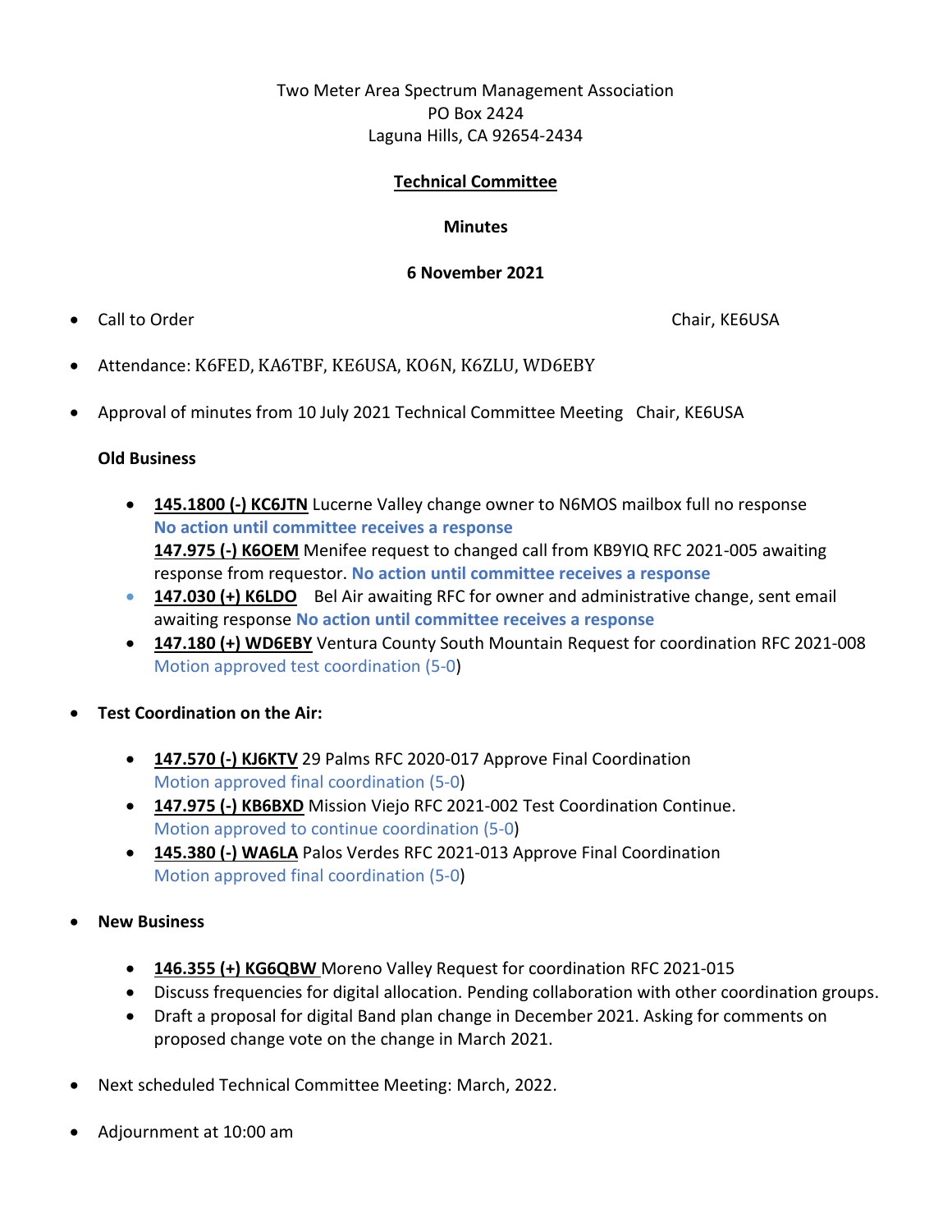Two Meter Area Spectrum Management Association
PO Box 2424
Laguna Hills, CA 92654-2434

**Technical Committee**

**Minutes**

**6 November 2021**

- Call to Order — Chair, KE6USA
- Attendance: K6FED, KA6TBF, KE6USA, KO6N, K6ZLU, WD6EBY
- Approval of minutes from 10 July 2021 Technical Committee Meeting — Chair, KE6USA

**Old Business**

- **145.1800 (-) KC6JTN** Lucerne Valley change owner to N6MOS mailbox full no response
  **No action until committee receives a response**
  **147.975 (-) K6OEM** Menifee request to changed call from KB9YIQ RFC 2021-005 awaiting response from requestor. **No action until committee receives a response**
- **147.030 (+) K6LDO** Bel Air awaiting RFC for owner and administrative change, sent email awaiting response **No action until committee receives a response**
- **147.180 (+) WD6EBY** Ventura County South Mountain Request for coordination RFC 2021-008
  Motion approved test coordination (5-0)

- **Test Coordination on the Air:**
  - **147.570 (-) KJ6KTV** 29 Palms RFC 2020-017 Approve Final Coordination
    Motion approved final coordination (5-0)
  - **147.975 (-) KB6BXD** Mission Viejo RFC 2021-002 Test Coordination Continue.
    Motion approved to continue coordination (5-0)
  - **145.380 (-) WA6LA** Palos Verdes RFC 2021-013 Approve Final Coordination
    Motion approved final coordination (5-0)

- **New Business**
  - **146.355 (+) KG6QBW** Moreno Valley Request for coordination RFC 2021-015
  - Discuss frequencies for digital allocation. Pending collaboration with other coordination groups.
  - Draft a proposal for digital Band plan change in December 2021. Asking for comments on proposed change vote on the change in March 2021.

- Next scheduled Technical Committee Meeting: March, 2022.
- Adjournment at 10:00 am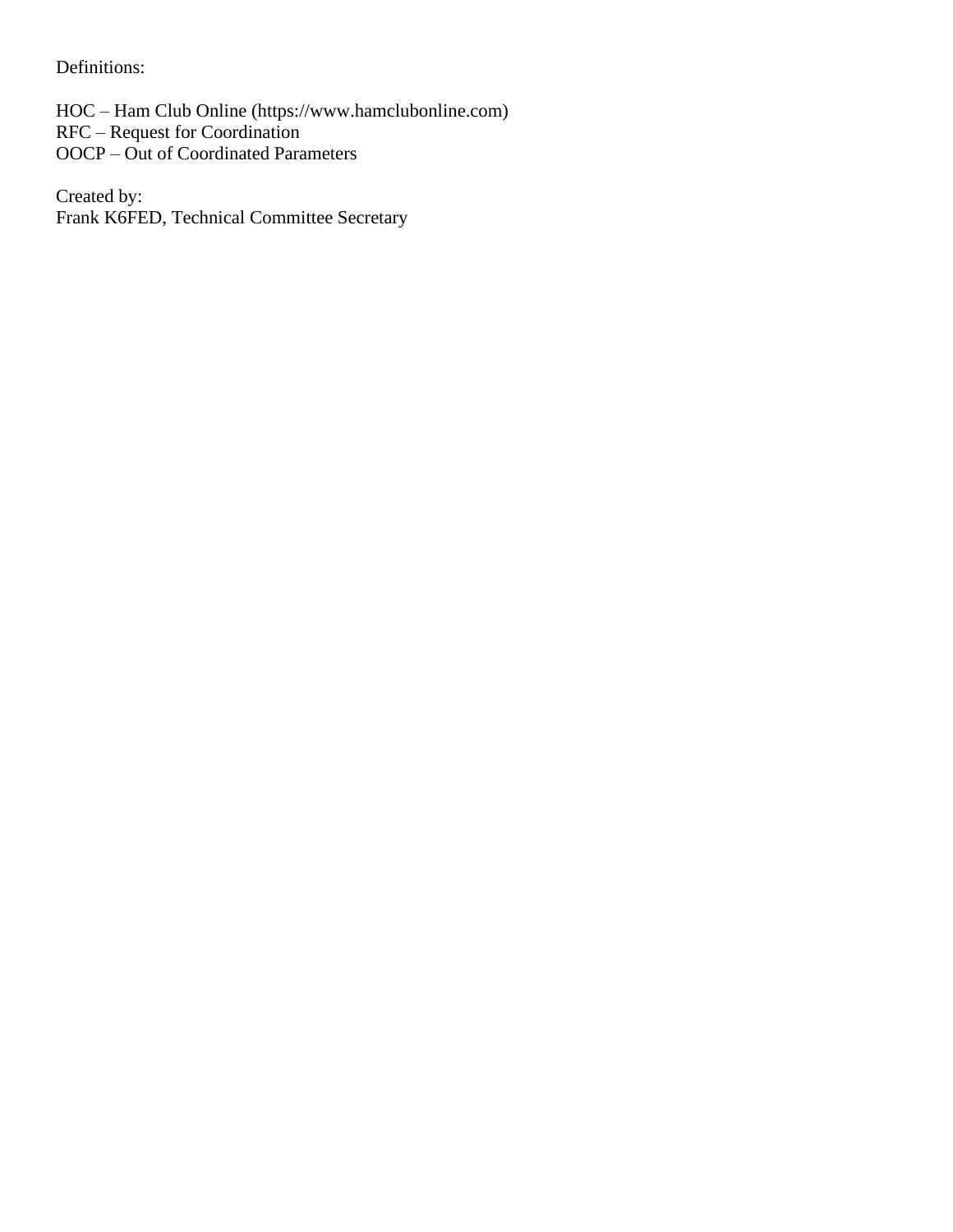Definitions:

HOC – Ham Club Online (https://www.hamclubonline.com)
RFC – Request for Coordination
OOCP – Out of Coordinated Parameters

Created by:
Frank K6FED, Technical Committee Secretary